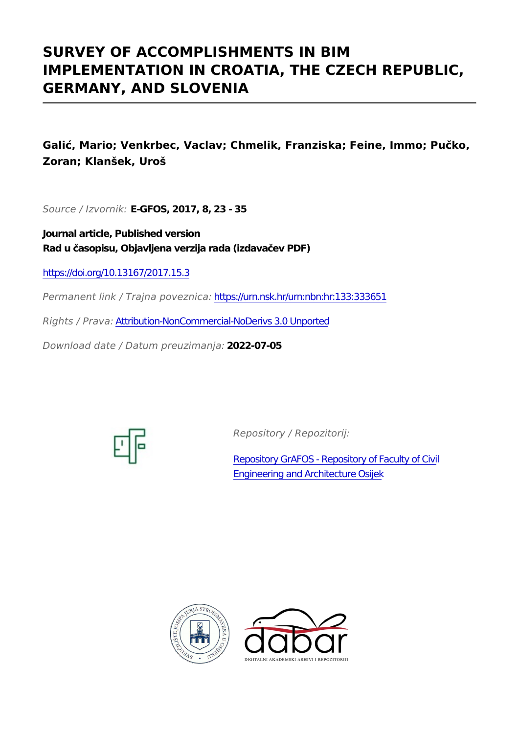# SURVEY OF ACCOMPLISHMENTS IN BIM IMPLEMENTATION IN CROATIA, THE CZECH REPUBLIC, GERMANY, AND SLOVENIA

**Galić, Mario; Venkrbec, Vaclav; Chmelik, Franziska; Feine, Immo; Pučko, Zoran; Klanšek, Uroš**

*Source / Izvornik:* **E-GFOS, 2017, 8, 23 - 35**

**Journal article, Published version**
**Rad u časopisu, Objavljena verzija rada (izdavačev PDF)**

https://doi.org/10.13167/2017.15.3

*Permanent link / Trajna poveznica:* https://urn.nsk.hr/urn:nbn:hr:133:333651

*Rights / Prava:* Attribution-NonCommercial-NoDerivs 3.0 Unported

*Download date / Datum preuzimanja:* **2022-07-05**

*Repository / Repozitorij:*

Repository GrAFOS - Repository of Faculty of Civil Engineering and Architecture Osijek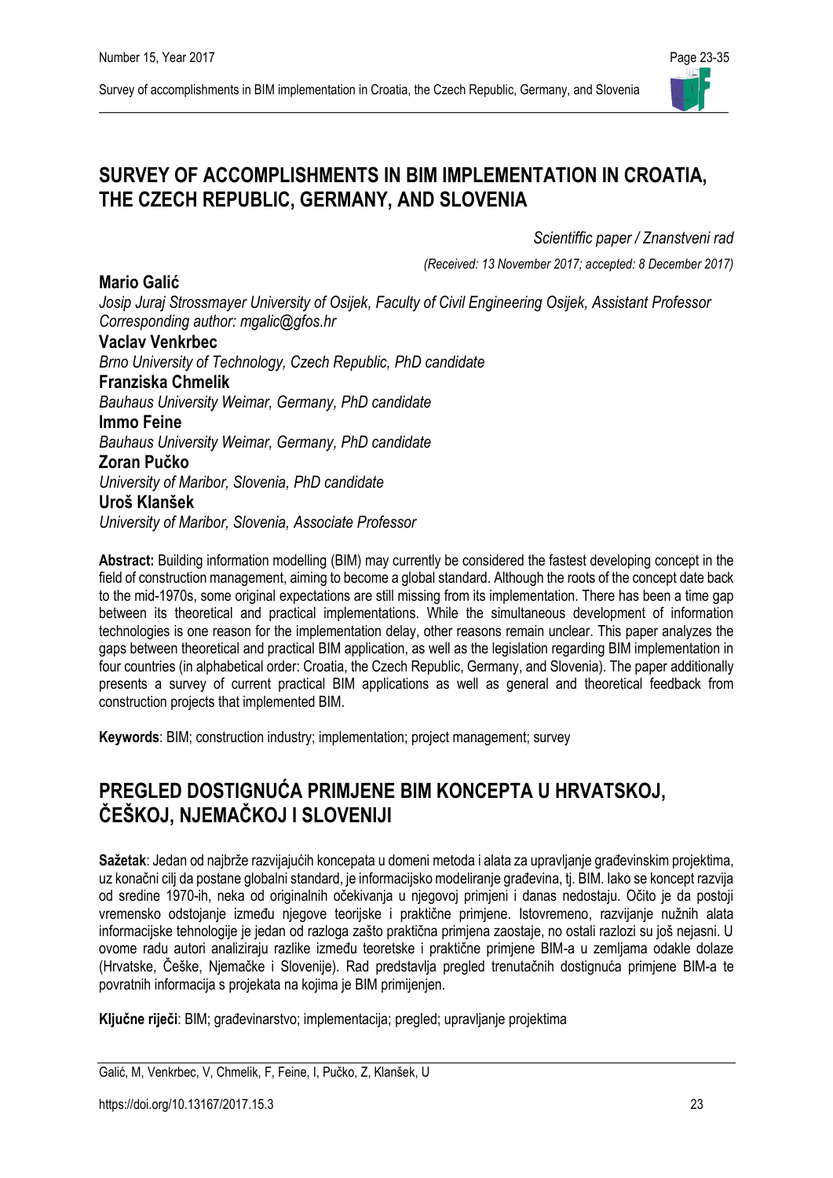# SURVEY OF ACCOMPLISHMENTS IN BIM IMPLEMENTATION IN CROATIA, THE CZECH REPUBLIC, GERMANY, AND SLOVENIA

*Scientiffic paper / Znanstveni rad*

*(Received: 13 November 2017; accepted: 8 December 2017)*

**Mario Galić**
*Josip Juraj Strossmayer University of Osijek, Faculty of Civil Engineering Osijek, Assistant Professor*
*Corresponding author: mgalic@gfos.hr*

**Vaclav Venkrbec**
*Brno University of Technology, Czech Republic, PhD candidate*

**Franziska Chmelik**
*Bauhaus University Weimar, Germany, PhD candidate*

**Immo Feine**
*Bauhaus University Weimar, Germany, PhD candidate*

**Zoran Pučko**
*University of Maribor, Slovenia, PhD candidate*

**Uroš Klanšek**
*University of Maribor, Slovenia, Associate Professor*

**Abstract:** Building information modelling (BIM) may currently be considered the fastest developing concept in the field of construction management, aiming to become a global standard. Although the roots of the concept date back to the mid-1970s, some original expectations are still missing from its implementation. There has been a time gap between its theoretical and practical implementations. While the simultaneous development of information technologies is one reason for the implementation delay, other reasons remain unclear. This paper analyzes the gaps between theoretical and practical BIM application, as well as the legislation regarding BIM implementation in four countries (in alphabetical order: Croatia, the Czech Republic, Germany, and Slovenia). The paper additionally presents a survey of current practical BIM applications as well as general and theoretical feedback from construction projects that implemented BIM.

**Keywords**: BIM; construction industry; implementation; project management; survey

# PREGLED DOSTIGNUĆA PRIMJENE BIM KONCEPTA U HRVATSKOJ, ČEŠKOJ, NJEMAČKOJ I SLOVENIJI

**Sažetak**: Jedan od najbrže razvijajućih koncepata u domeni metoda i alata za upravljanje građevinskim projektima, uz konačni cilj da postane globalni standard, je informacijsko modeliranje građevina, tj. BIM. Iako se koncept razvija od sredine 1970-ih, neka od originalnih očekivanja u njegovoj primjeni i danas nedostaju. Očito je da postoji vremensko odstojanje između njegove teorijske i praktične primjene. Istovremeno, razvijanje nužnih alata informacijske tehnologije je jedan od razloga zašto praktična primjena zaostaje, no ostali razlozi su još nejasni. U ovome radu autori analiziraju razlike između teoretske i praktične primjene BIM-a u zemljama odakle dolaze (Hrvatske, Češke, Njemačke i Slovenije). Rad predstavlja pregled trenutačnih dostignuća primjene BIM-a te povratnih informacija s projekata na kojima je BIM primijenjen.

**Ključne riječi**: BIM; građevinarstvo; implementacija; pregled; upravljanje projektima

https://doi.org/10.13167/2017.15.3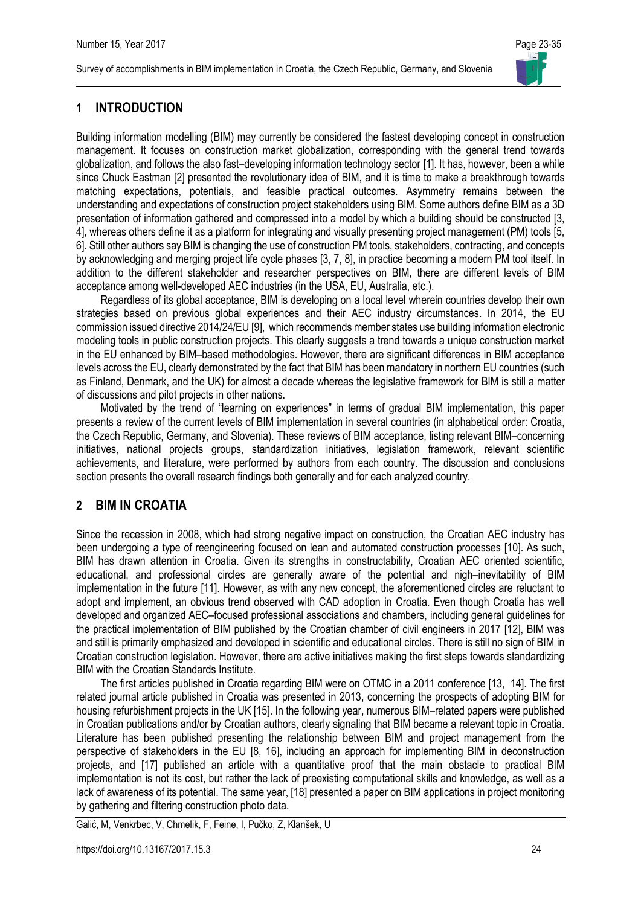## 1 INTRODUCTION

Building information modelling (BIM) may currently be considered the fastest developing concept in construction management. It focuses on construction market globalization, corresponding with the general trend towards globalization, and follows the also fast–developing information technology sector [1]. It has, however, been a while since Chuck Eastman [2] presented the revolutionary idea of BIM, and it is time to make a breakthrough towards matching expectations, potentials, and feasible practical outcomes. Asymmetry remains between the understanding and expectations of construction project stakeholders using BIM. Some authors define BIM as a 3D presentation of information gathered and compressed into a model by which a building should be constructed [3, 4], whereas others define it as a platform for integrating and visually presenting project management (PM) tools [5, 6]. Still other authors say BIM is changing the use of construction PM tools, stakeholders, contracting, and concepts by acknowledging and merging project life cycle phases [3, 7, 8], in practice becoming a modern PM tool itself. In addition to the different stakeholder and researcher perspectives on BIM, there are different levels of BIM acceptance among well-developed AEC industries (in the USA, EU, Australia, etc.).

Regardless of its global acceptance, BIM is developing on a local level wherein countries develop their own strategies based on previous global experiences and their AEC industry circumstances. In 2014, the EU commission issued directive 2014/24/EU [9], which recommends member states use building information electronic modeling tools in public construction projects. This clearly suggests a trend towards a unique construction market in the EU enhanced by BIM–based methodologies. However, there are significant differences in BIM acceptance levels across the EU, clearly demonstrated by the fact that BIM has been mandatory in northern EU countries (such as Finland, Denmark, and the UK) for almost a decade whereas the legislative framework for BIM is still a matter of discussions and pilot projects in other nations.

Motivated by the trend of "learning on experiences" in terms of gradual BIM implementation, this paper presents a review of the current levels of BIM implementation in several countries (in alphabetical order: Croatia, the Czech Republic, Germany, and Slovenia). These reviews of BIM acceptance, listing relevant BIM–concerning initiatives, national projects groups, standardization initiatives, legislation framework, relevant scientific achievements, and literature, were performed by authors from each country. The discussion and conclusions section presents the overall research findings both generally and for each analyzed country.

## 2 BIM IN CROATIA

Since the recession in 2008, which had strong negative impact on construction, the Croatian AEC industry has been undergoing a type of reengineering focused on lean and automated construction processes [10]. As such, BIM has drawn attention in Croatia. Given its strengths in constructability, Croatian AEC oriented scientific, educational, and professional circles are generally aware of the potential and nigh–inevitability of BIM implementation in the future [11]. However, as with any new concept, the aforementioned circles are reluctant to adopt and implement, an obvious trend observed with CAD adoption in Croatia. Even though Croatia has well developed and organized AEC–focused professional associations and chambers, including general guidelines for the practical implementation of BIM published by the Croatian chamber of civil engineers in 2017 [12], BIM was and still is primarily emphasized and developed in scientific and educational circles. There is still no sign of BIM in Croatian construction legislation. However, there are active initiatives making the first steps towards standardizing BIM with the Croatian Standards Institute.

The first articles published in Croatia regarding BIM were on OTMC in a 2011 conference [13, 14]. The first related journal article published in Croatia was presented in 2013, concerning the prospects of adopting BIM for housing refurbishment projects in the UK [15]. In the following year, numerous BIM–related papers were published in Croatian publications and/or by Croatian authors, clearly signaling that BIM became a relevant topic in Croatia. Literature has been published presenting the relationship between BIM and project management from the perspective of stakeholders in the EU [8, 16], including an approach for implementing BIM in deconstruction projects, and [17] published an article with a quantitative proof that the main obstacle to practical BIM implementation is not its cost, but rather the lack of preexisting computational skills and knowledge, as well as a lack of awareness of its potential. The same year, [18] presented a paper on BIM applications in project monitoring by gathering and filtering construction photo data.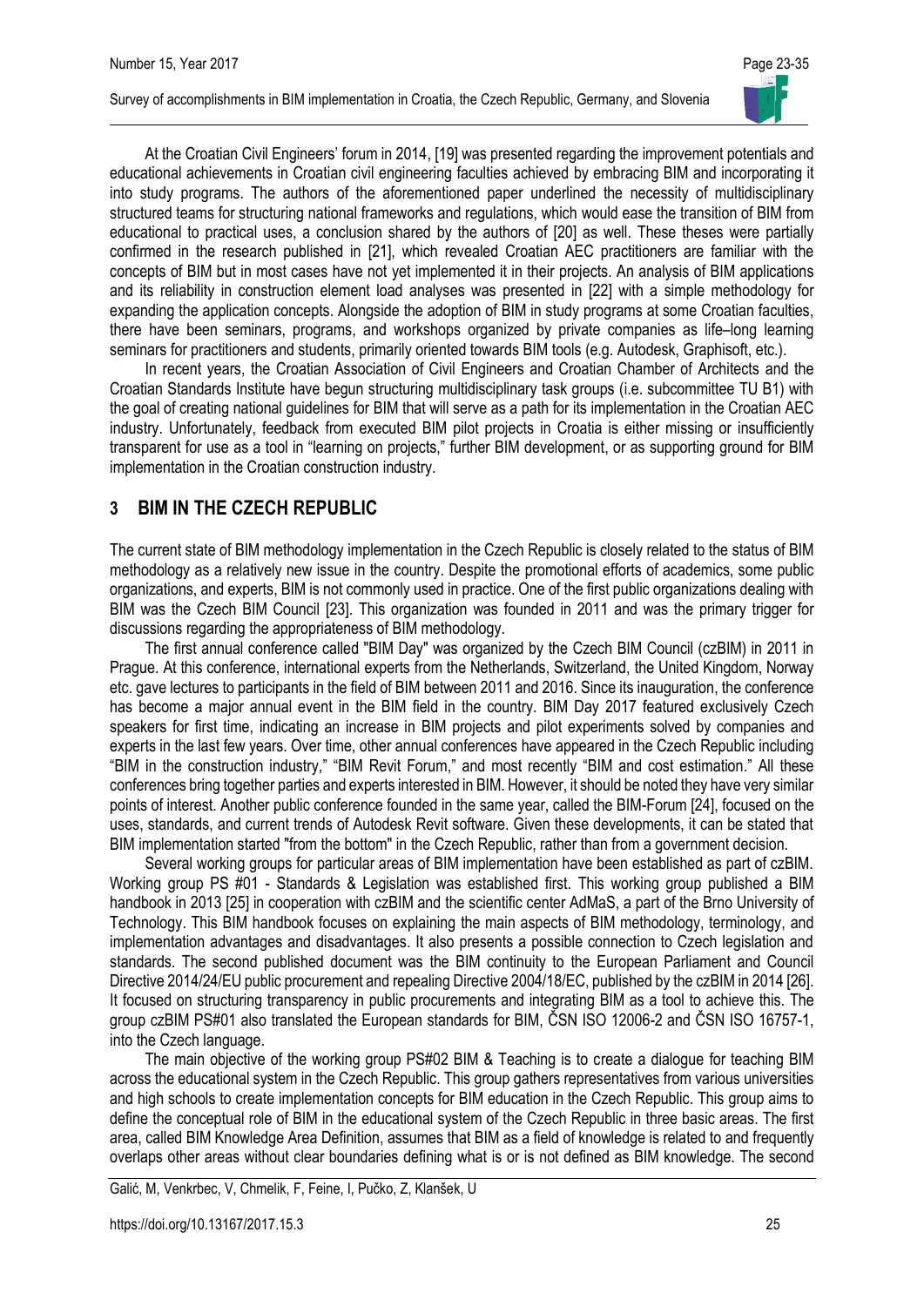At the Croatian Civil Engineers' forum in 2014, [19] was presented regarding the improvement potentials and educational achievements in Croatian civil engineering faculties achieved by embracing BIM and incorporating it into study programs. The authors of the aforementioned paper underlined the necessity of multidisciplinary structured teams for structuring national frameworks and regulations, which would ease the transition of BIM from educational to practical uses, a conclusion shared by the authors of [20] as well. These theses were partially confirmed in the research published in [21], which revealed Croatian AEC practitioners are familiar with the concepts of BIM but in most cases have not yet implemented it in their projects. An analysis of BIM applications and its reliability in construction element load analyses was presented in [22] with a simple methodology for expanding the application concepts. Alongside the adoption of BIM in study programs at some Croatian faculties, there have been seminars, programs, and workshops organized by private companies as life–long learning seminars for practitioners and students, primarily oriented towards BIM tools (e.g. Autodesk, Graphisoft, etc.).

In recent years, the Croatian Association of Civil Engineers and Croatian Chamber of Architects and the Croatian Standards Institute have begun structuring multidisciplinary task groups (i.e. subcommittee TU B1) with the goal of creating national guidelines for BIM that will serve as a path for its implementation in the Croatian AEC industry. Unfortunately, feedback from executed BIM pilot projects in Croatia is either missing or insufficiently transparent for use as a tool in "learning on projects," further BIM development, or as supporting ground for BIM implementation in the Croatian construction industry.

## 3 BIM IN THE CZECH REPUBLIC

The current state of BIM methodology implementation in the Czech Republic is closely related to the status of BIM methodology as a relatively new issue in the country. Despite the promotional efforts of academics, some public organizations, and experts, BIM is not commonly used in practice. One of the first public organizations dealing with BIM was the Czech BIM Council [23]. This organization was founded in 2011 and was the primary trigger for discussions regarding the appropriateness of BIM methodology.

The first annual conference called "BIM Day" was organized by the Czech BIM Council (czBIM) in 2011 in Prague. At this conference, international experts from the Netherlands, Switzerland, the United Kingdom, Norway etc. gave lectures to participants in the field of BIM between 2011 and 2016. Since its inauguration, the conference has become a major annual event in the BIM field in the country. BIM Day 2017 featured exclusively Czech speakers for first time, indicating an increase in BIM projects and pilot experiments solved by companies and experts in the last few years. Over time, other annual conferences have appeared in the Czech Republic including "BIM in the construction industry," "BIM Revit Forum," and most recently "BIM and cost estimation." All these conferences bring together parties and experts interested in BIM. However, it should be noted they have very similar points of interest. Another public conference founded in the same year, called the BIM-Forum [24], focused on the uses, standards, and current trends of Autodesk Revit software. Given these developments, it can be stated that BIM implementation started "from the bottom" in the Czech Republic, rather than from a government decision.

Several working groups for particular areas of BIM implementation have been established as part of czBIM. Working group PS #01 - Standards & Legislation was established first. This working group published a BIM handbook in 2013 [25] in cooperation with czBIM and the scientific center AdMaS, a part of the Brno University of Technology. This BIM handbook focuses on explaining the main aspects of BIM methodology, terminology, and implementation advantages and disadvantages. It also presents a possible connection to Czech legislation and standards. The second published document was the BIM continuity to the European Parliament and Council Directive 2014/24/EU public procurement and repealing Directive 2004/18/EC, published by the czBIM in 2014 [26]. It focused on structuring transparency in public procurements and integrating BIM as a tool to achieve this. The group czBIM PS#01 also translated the European standards for BIM, ČSN ISO 12006-2 and ČSN ISO 16757-1, into the Czech language.

The main objective of the working group PS#02 BIM & Teaching is to create a dialogue for teaching BIM across the educational system in the Czech Republic. This group gathers representatives from various universities and high schools to create implementation concepts for BIM education in the Czech Republic. This group aims to define the conceptual role of BIM in the educational system of the Czech Republic in three basic areas. The first area, called BIM Knowledge Area Definition, assumes that BIM as a field of knowledge is related to and frequently overlaps other areas without clear boundaries defining what is or is not defined as BIM knowledge. The second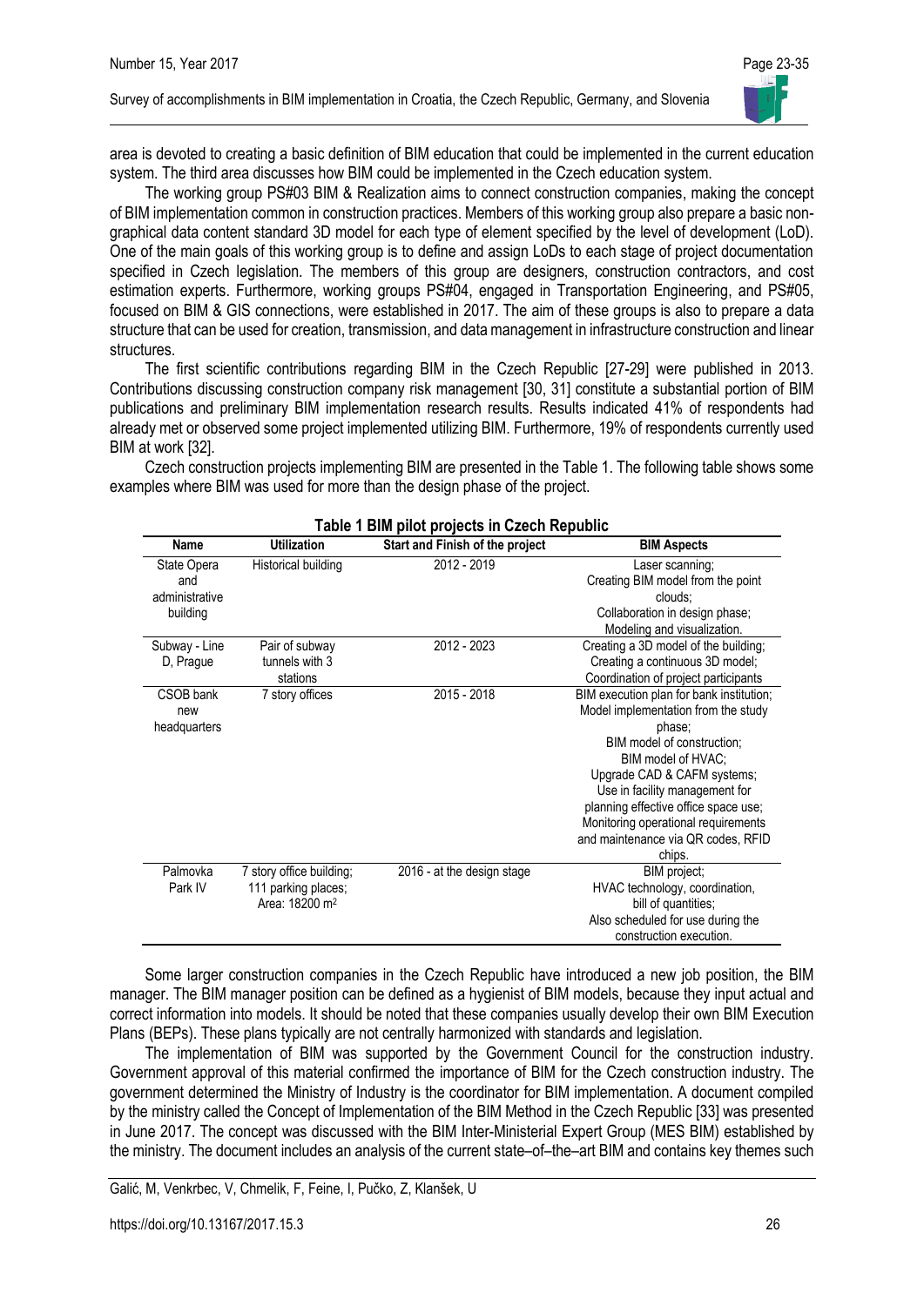area is devoted to creating a basic definition of BIM education that could be implemented in the current education system. The third area discusses how BIM could be implemented in the Czech education system.

The working group PS#03 BIM & Realization aims to connect construction companies, making the concept of BIM implementation common in construction practices. Members of this working group also prepare a basic non-graphical data content standard 3D model for each type of element specified by the level of development (LoD). One of the main goals of this working group is to define and assign LoDs to each stage of project documentation specified in Czech legislation. The members of this group are designers, construction contractors, and cost estimation experts. Furthermore, working groups PS#04, engaged in Transportation Engineering, and PS#05, focused on BIM & GIS connections, were established in 2017. The aim of these groups is also to prepare a data structure that can be used for creation, transmission, and data management in infrastructure construction and linear structures.

The first scientific contributions regarding BIM in the Czech Republic [27-29] were published in 2013. Contributions discussing construction company risk management [30, 31] constitute a substantial portion of BIM publications and preliminary BIM implementation research results. Results indicated 41% of respondents had already met or observed some project implemented utilizing BIM. Furthermore, 19% of respondents currently used BIM at work [32].

Czech construction projects implementing BIM are presented in the Table 1. The following table shows some examples where BIM was used for more than the design phase of the project.

**Table 1 BIM pilot projects in Czech Republic**

| Name | Utilization | Start and Finish of the project | BIM Aspects |
|---|---|---|---|
| State Opera and administrative building | Historical building | 2012 - 2019 | Laser scanning; Creating BIM model from the point clouds; Collaboration in design phase; Modeling and visualization. |
| Subway - Line D, Prague | Pair of subway tunnels with 3 stations | 2012 - 2023 | Creating a 3D model of the building; Creating a continuous 3D model; Coordination of project participants |
| CSOB bank new headquarters | 7 story offices | 2015 - 2018 | BIM execution plan for bank institution; Model implementation from the study phase; BIM model of construction; BIM model of HVAC; Upgrade CAD & CAFM systems; Use in facility management for planning effective office space use; Monitoring operational requirements and maintenance via QR codes, RFID chips. |
| Palmovka Park IV | 7 story office building; 111 parking places; Area: 18200 m$^2$ | 2016 - at the design stage | BIM project; HVAC technology, coordination, bill of quantities; Also scheduled for use during the construction execution. |

Some larger construction companies in the Czech Republic have introduced a new job position, the BIM manager. The BIM manager position can be defined as a hygienist of BIM models, because they input actual and correct information into models. It should be noted that these companies usually develop their own BIM Execution Plans (BEPs). These plans typically are not centrally harmonized with standards and legislation.

The implementation of BIM was supported by the Government Council for the construction industry. Government approval of this material confirmed the importance of BIM for the Czech construction industry. The government determined the Ministry of Industry is the coordinator for BIM implementation. A document compiled by the ministry called the Concept of Implementation of the BIM Method in the Czech Republic [33] was presented in June 2017. The concept was discussed with the BIM Inter-Ministerial Expert Group (MES BIM) established by the ministry. The document includes an analysis of the current state–of–the–art BIM and contains key themes such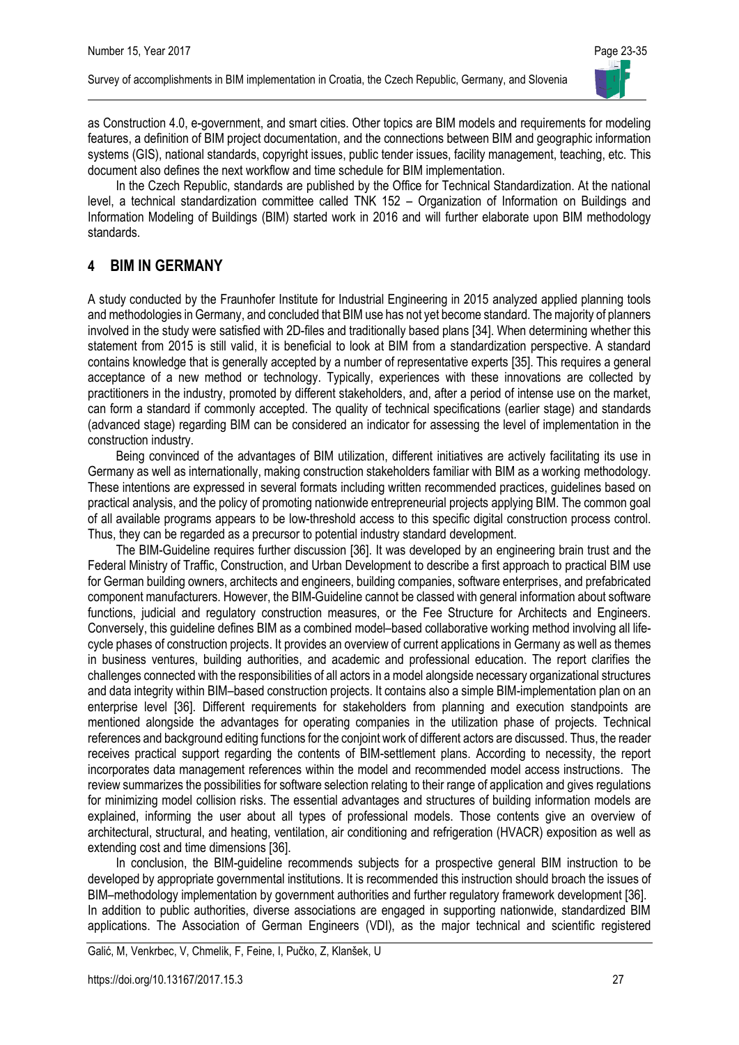as Construction 4.0, e-government, and smart cities. Other topics are BIM models and requirements for modeling features, a definition of BIM project documentation, and the connections between BIM and geographic information systems (GIS), national standards, copyright issues, public tender issues, facility management, teaching, etc. This document also defines the next workflow and time schedule for BIM implementation.

In the Czech Republic, standards are published by the Office for Technical Standardization. At the national level, a technical standardization committee called TNK 152 – Organization of Information on Buildings and Information Modeling of Buildings (BIM) started work in 2016 and will further elaborate upon BIM methodology standards.

## 4 BIM IN GERMANY

A study conducted by the Fraunhofer Institute for Industrial Engineering in 2015 analyzed applied planning tools and methodologies in Germany, and concluded that BIM use has not yet become standard. The majority of planners involved in the study were satisfied with 2D-files and traditionally based plans [34]. When determining whether this statement from 2015 is still valid, it is beneficial to look at BIM from a standardization perspective. A standard contains knowledge that is generally accepted by a number of representative experts [35]. This requires a general acceptance of a new method or technology. Typically, experiences with these innovations are collected by practitioners in the industry, promoted by different stakeholders, and, after a period of intense use on the market, can form a standard if commonly accepted. The quality of technical specifications (earlier stage) and standards (advanced stage) regarding BIM can be considered an indicator for assessing the level of implementation in the construction industry.

Being convinced of the advantages of BIM utilization, different initiatives are actively facilitating its use in Germany as well as internationally, making construction stakeholders familiar with BIM as a working methodology. These intentions are expressed in several formats including written recommended practices, guidelines based on practical analysis, and the policy of promoting nationwide entrepreneurial projects applying BIM. The common goal of all available programs appears to be low-threshold access to this specific digital construction process control. Thus, they can be regarded as a precursor to potential industry standard development.

The BIM-Guideline requires further discussion [36]. It was developed by an engineering brain trust and the Federal Ministry of Traffic, Construction, and Urban Development to describe a first approach to practical BIM use for German building owners, architects and engineers, building companies, software enterprises, and prefabricated component manufacturers. However, the BIM-Guideline cannot be classed with general information about software functions, judicial and regulatory construction measures, or the Fee Structure for Architects and Engineers. Conversely, this guideline defines BIM as a combined model–based collaborative working method involving all life-cycle phases of construction projects. It provides an overview of current applications in Germany as well as themes in business ventures, building authorities, and academic and professional education. The report clarifies the challenges connected with the responsibilities of all actors in a model alongside necessary organizational structures and data integrity within BIM–based construction projects. It contains also a simple BIM-implementation plan on an enterprise level [36]. Different requirements for stakeholders from planning and execution standpoints are mentioned alongside the advantages for operating companies in the utilization phase of projects. Technical references and background editing functions for the conjoint work of different actors are discussed. Thus, the reader receives practical support regarding the contents of BIM-settlement plans. According to necessity, the report incorporates data management references within the model and recommended model access instructions. The review summarizes the possibilities for software selection relating to their range of application and gives regulations for minimizing model collision risks. The essential advantages and structures of building information models are explained, informing the user about all types of professional models. Those contents give an overview of architectural, structural, and heating, ventilation, air conditioning and refrigeration (HVACR) exposition as well as extending cost and time dimensions [36].

In conclusion, the BIM-guideline recommends subjects for a prospective general BIM instruction to be developed by appropriate governmental institutions. It is recommended this instruction should broach the issues of BIM–methodology implementation by government authorities and further regulatory framework development [36].
In addition to public authorities, diverse associations are engaged in supporting nationwide, standardized BIM applications. The Association of German Engineers (VDI), as the major technical and scientific registered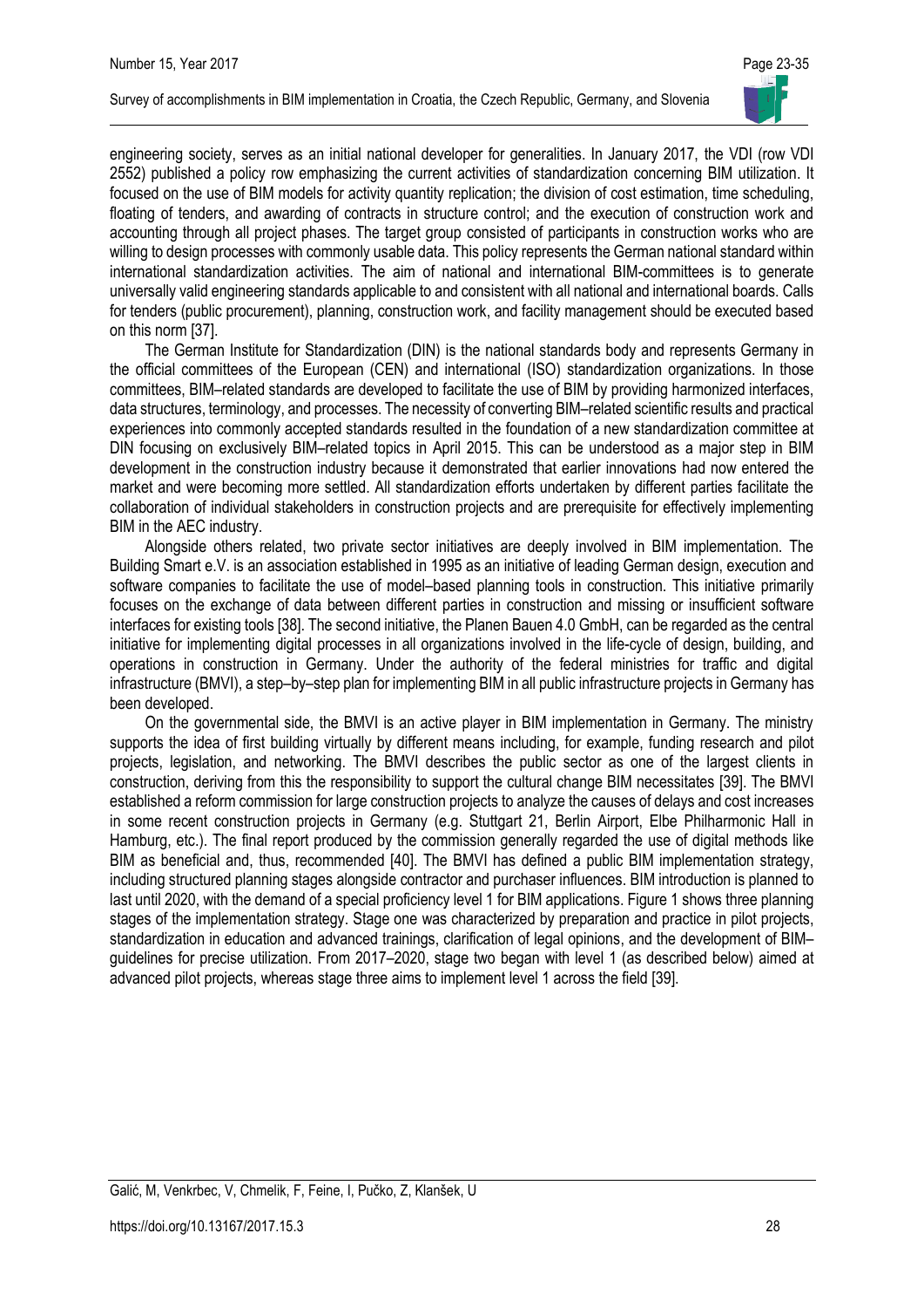engineering society, serves as an initial national developer for generalities. In January 2017, the VDI (row VDI 2552) published a policy row emphasizing the current activities of standardization concerning BIM utilization. It focused on the use of BIM models for activity quantity replication; the division of cost estimation, time scheduling, floating of tenders, and awarding of contracts in structure control; and the execution of construction work and accounting through all project phases. The target group consisted of participants in construction works who are willing to design processes with commonly usable data. This policy represents the German national standard within international standardization activities. The aim of national and international BIM-committees is to generate universally valid engineering standards applicable to and consistent with all national and international boards. Calls for tenders (public procurement), planning, construction work, and facility management should be executed based on this norm [37].

The German Institute for Standardization (DIN) is the national standards body and represents Germany in the official committees of the European (CEN) and international (ISO) standardization organizations. In those committees, BIM–related standards are developed to facilitate the use of BIM by providing harmonized interfaces, data structures, terminology, and processes. The necessity of converting BIM–related scientific results and practical experiences into commonly accepted standards resulted in the foundation of a new standardization committee at DIN focusing on exclusively BIM–related topics in April 2015. This can be understood as a major step in BIM development in the construction industry because it demonstrated that earlier innovations had now entered the market and were becoming more settled. All standardization efforts undertaken by different parties facilitate the collaboration of individual stakeholders in construction projects and are prerequisite for effectively implementing BIM in the AEC industry.

Alongside others related, two private sector initiatives are deeply involved in BIM implementation. The Building Smart e.V. is an association established in 1995 as an initiative of leading German design, execution and software companies to facilitate the use of model–based planning tools in construction. This initiative primarily focuses on the exchange of data between different parties in construction and missing or insufficient software interfaces for existing tools [38]. The second initiative, the Planen Bauen 4.0 GmbH, can be regarded as the central initiative for implementing digital processes in all organizations involved in the life-cycle of design, building, and operations in construction in Germany. Under the authority of the federal ministries for traffic and digital infrastructure (BMVI), a step–by–step plan for implementing BIM in all public infrastructure projects in Germany has been developed.

On the governmental side, the BMVI is an active player in BIM implementation in Germany. The ministry supports the idea of first building virtually by different means including, for example, funding research and pilot projects, legislation, and networking. The BMVI describes the public sector as one of the largest clients in construction, deriving from this the responsibility to support the cultural change BIM necessitates [39]. The BMVI established a reform commission for large construction projects to analyze the causes of delays and cost increases in some recent construction projects in Germany (e.g. Stuttgart 21, Berlin Airport, Elbe Philharmonic Hall in Hamburg, etc.). The final report produced by the commission generally regarded the use of digital methods like BIM as beneficial and, thus, recommended [40]. The BMVI has defined a public BIM implementation strategy, including structured planning stages alongside contractor and purchaser influences. BIM introduction is planned to last until 2020, with the demand of a special proficiency level 1 for BIM applications. Figure 1 shows three planning stages of the implementation strategy. Stage one was characterized by preparation and practice in pilot projects, standardization in education and advanced trainings, clarification of legal opinions, and the development of BIM–guidelines for precise utilization. From 2017–2020, stage two began with level 1 (as described below) aimed at advanced pilot projects, whereas stage three aims to implement level 1 across the field [39].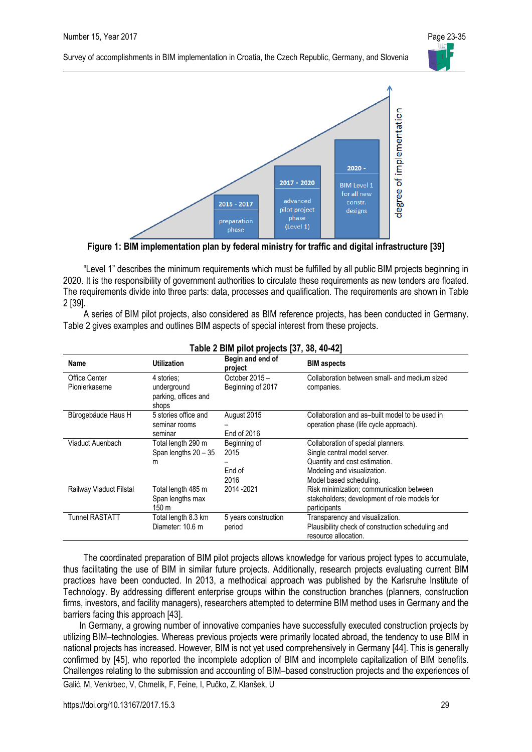2015 - 2017 preparation phase

2017 - 2020 advanced pilot project phase (Level 1)

2020 - BIM Level 1 for all new constr. designs

degree of implementation

**Figure 1: BIM implementation plan by federal ministry for traffic and digital infrastructure [39]**

"Level 1" describes the minimum requirements which must be fulfilled by all public BIM projects beginning in 2020. It is the responsibility of government authorities to circulate these requirements as new tenders are floated. The requirements divide into three parts: data, processes and qualification. The requirements are shown in Table 2 [39].

A series of BIM pilot projects, also considered as BIM reference projects, has been conducted in Germany. Table 2 gives examples and outlines BIM aspects of special interest from these projects.

**Table 2 BIM pilot projects [37, 38, 40-42]**

| Name | Utilization | Begin and end of project | BIM aspects |
|---|---|---|---|
| Office Center Pionierkaserne | 4 stories; underground parking, offices and shops | October 2015 – Beginning of 2017 | Collaboration between small- and medium sized companies. |
| Bürogebäude Haus H | 5 stories office and seminar rooms seminar | August 2015 – End of 2016 | Collaboration and as–built model to be used in operation phase (life cycle approach). |
| Viaduct Auenbach | Total length 290 m Span lengths 20 – 35 m | Beginning of 2015 – End of 2016 | Collaboration of special planners. Single central model server. Quantity and cost estimation. Modeling and visualization. Model based scheduling. |
| Railway Viaduct Filstal | Total length 485 m Span lengths max 150 m | 2014 -2021 | Risk minimization; communication between stakeholders; development of role models for participants |
| Tunnel RASTATT | Total length 8.3 km Diameter: 10.6 m | 5 years construction period | Transparency and visualization. Plausibility check of construction scheduling and resource allocation. |

The coordinated preparation of BIM pilot projects allows knowledge for various project types to accumulate, thus facilitating the use of BIM in similar future projects. Additionally, research projects evaluating current BIM practices have been conducted. In 2013, a methodical approach was published by the Karlsruhe Institute of Technology. By addressing different enterprise groups within the construction branches (planners, construction firms, investors, and facility managers), researchers attempted to determine BIM method uses in Germany and the barriers facing this approach [43].

In Germany, a growing number of innovative companies have successfully executed construction projects by utilizing BIM–technologies. Whereas previous projects were primarily located abroad, the tendency to use BIM in national projects has increased. However, BIM is not yet used comprehensively in Germany [44]. This is generally confirmed by [45], who reported the incomplete adoption of BIM and incomplete capitalization of BIM benefits. Challenges relating to the submission and accounting of BIM–based construction projects and the experiences of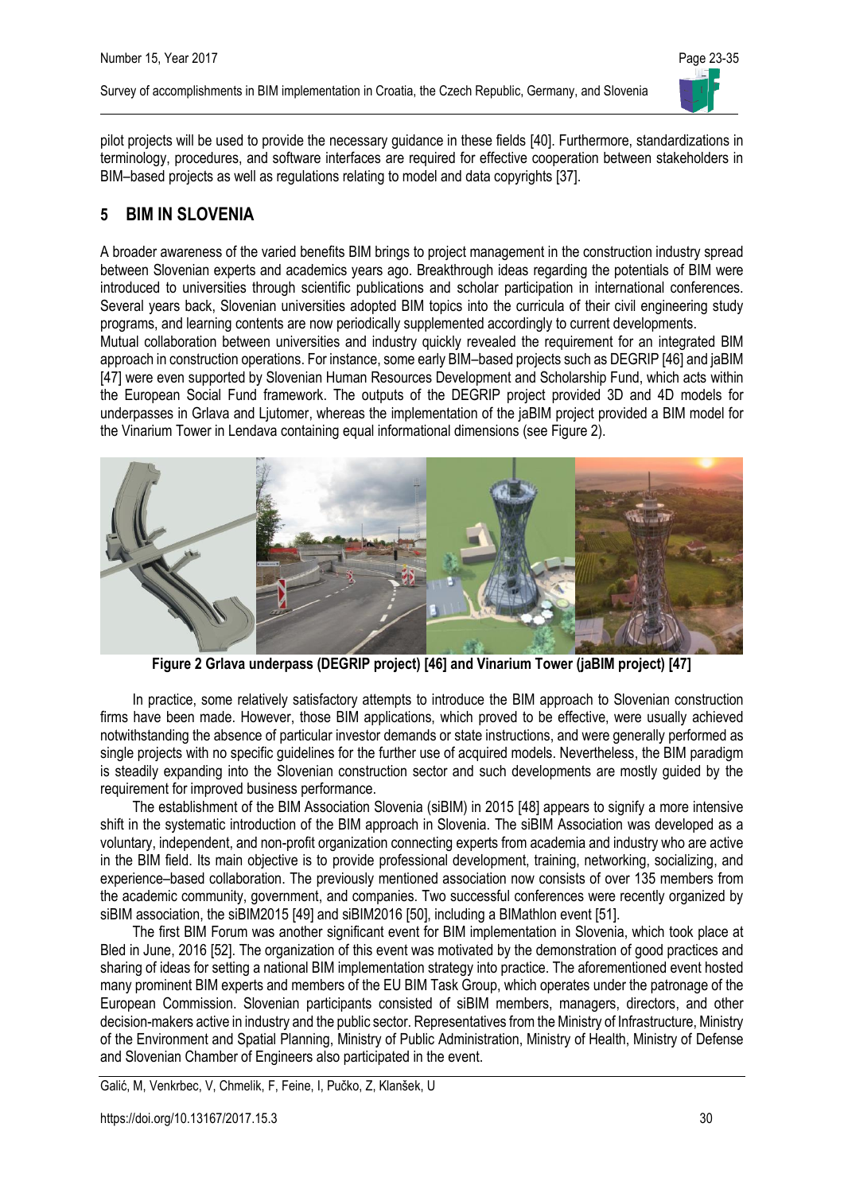pilot projects will be used to provide the necessary guidance in these fields [40]. Furthermore, standardizations in terminology, procedures, and software interfaces are required for effective cooperation between stakeholders in BIM–based projects as well as regulations relating to model and data copyrights [37].

## 5 BIM IN SLOVENIA

A broader awareness of the varied benefits BIM brings to project management in the construction industry spread between Slovenian experts and academics years ago. Breakthrough ideas regarding the potentials of BIM were introduced to universities through scientific publications and scholar participation in international conferences. Several years back, Slovenian universities adopted BIM topics into the curricula of their civil engineering study programs, and learning contents are now periodically supplemented accordingly to current developments.

Mutual collaboration between universities and industry quickly revealed the requirement for an integrated BIM approach in construction operations. For instance, some early BIM–based projects such as DEGRIP [46] and jaBIM [47] were even supported by Slovenian Human Resources Development and Scholarship Fund, which acts within the European Social Fund framework. The outputs of the DEGRIP project provided 3D and 4D models for underpasses in Grlava and Ljutomer, whereas the implementation of the jaBIM project provided a BIM model for the Vinarium Tower in Lendava containing equal informational dimensions (see Figure 2).

**Figure 2 Grlava underpass (DEGRIP project) [46] and Vinarium Tower (jaBIM project) [47]**

In practice, some relatively satisfactory attempts to introduce the BIM approach to Slovenian construction firms have been made. However, those BIM applications, which proved to be effective, were usually achieved notwithstanding the absence of particular investor demands or state instructions, and were generally performed as single projects with no specific guidelines for the further use of acquired models. Nevertheless, the BIM paradigm is steadily expanding into the Slovenian construction sector and such developments are mostly guided by the requirement for improved business performance.

The establishment of the BIM Association Slovenia (siBIM) in 2015 [48] appears to signify a more intensive shift in the systematic introduction of the BIM approach in Slovenia. The siBIM Association was developed as a voluntary, independent, and non-profit organization connecting experts from academia and industry who are active in the BIM field. Its main objective is to provide professional development, training, networking, socializing, and experience–based collaboration. The previously mentioned association now consists of over 135 members from the academic community, government, and companies. Two successful conferences were recently organized by siBIM association, the siBIM2015 [49] and siBIM2016 [50], including a BIMathlon event [51].

The first BIM Forum was another significant event for BIM implementation in Slovenia, which took place at Bled in June, 2016 [52]. The organization of this event was motivated by the demonstration of good practices and sharing of ideas for setting a national BIM implementation strategy into practice. The aforementioned event hosted many prominent BIM experts and members of the EU BIM Task Group, which operates under the patronage of the European Commission. Slovenian participants consisted of siBIM members, managers, directors, and other decision-makers active in industry and the public sector. Representatives from the Ministry of Infrastructure, Ministry of the Environment and Spatial Planning, Ministry of Public Administration, Ministry of Health, Ministry of Defense and Slovenian Chamber of Engineers also participated in the event.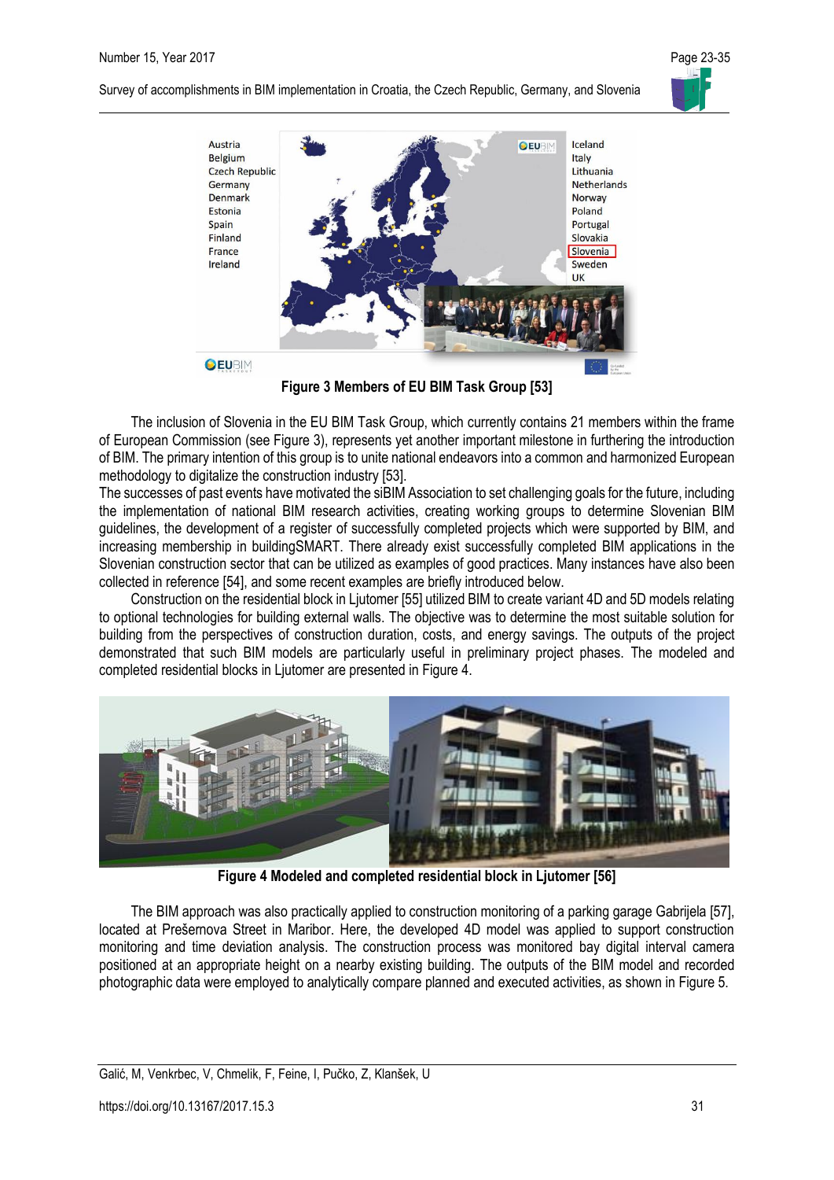Figure 3 Members of EU BIM Task Group [53]

The inclusion of Slovenia in the EU BIM Task Group, which currently contains 21 members within the frame of European Commission (see Figure 3), represents yet another important milestone in furthering the introduction of BIM. The primary intention of this group is to unite national endeavors into a common and harmonized European methodology to digitalize the construction industry [53].

The successes of past events have motivated the siBIM Association to set challenging goals for the future, including the implementation of national BIM research activities, creating working groups to determine Slovenian BIM guidelines, the development of a register of successfully completed projects which were supported by BIM, and increasing membership in buildingSMART. There already exist successfully completed BIM applications in the Slovenian construction sector that can be utilized as examples of good practices. Many instances have also been collected in reference [54], and some recent examples are briefly introduced below.

Construction on the residential block in Ljutomer [55] utilized BIM to create variant 4D and 5D models relating to optional technologies for building external walls. The objective was to determine the most suitable solution for building from the perspectives of construction duration, costs, and energy savings. The outputs of the project demonstrated that such BIM models are particularly useful in preliminary project phases. The modeled and completed residential blocks in Ljutomer are presented in Figure 4.

Figure 4 Modeled and completed residential block in Ljutomer [56]

The BIM approach was also practically applied to construction monitoring of a parking garage Gabrijela [57], located at Prešernova Street in Maribor. Here, the developed 4D model was applied to support construction monitoring and time deviation analysis. The construction process was monitored bay digital interval camera positioned at an appropriate height on a nearby existing building. The outputs of the BIM model and recorded photographic data were employed to analytically compare planned and executed activities, as shown in Figure 5.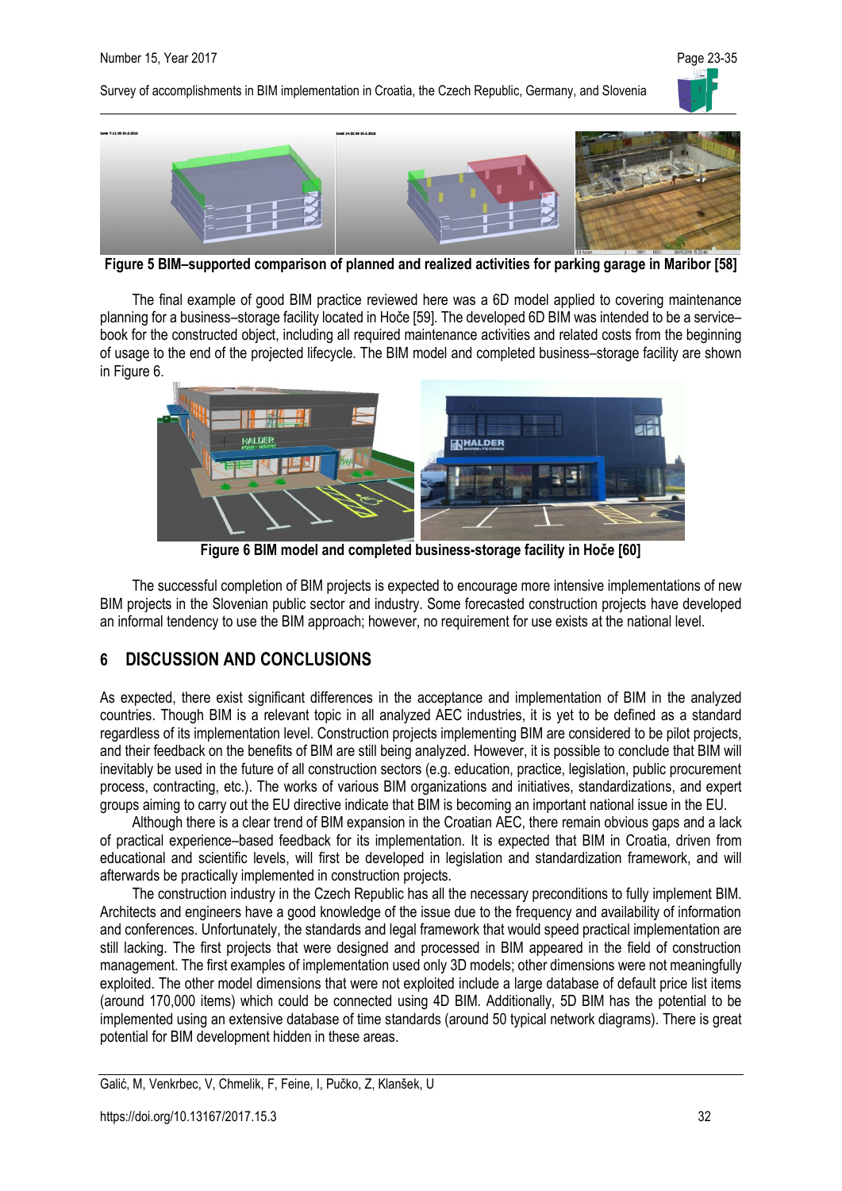**Figure 5 BIM–supported comparison of planned and realized activities for parking garage in Maribor [58]**

The final example of good BIM practice reviewed here was a 6D model applied to covering maintenance planning for a business–storage facility located in Hoče [59]. The developed 6D BIM was intended to be a service–book for the constructed object, including all required maintenance activities and related costs from the beginning of usage to the end of the projected lifecycle. The BIM model and completed business–storage facility are shown in Figure 6.

**Figure 6 BIM model and completed business-storage facility in Hoče [60]**

The successful completion of BIM projects is expected to encourage more intensive implementations of new BIM projects in the Slovenian public sector and industry. Some forecasted construction projects have developed an informal tendency to use the BIM approach; however, no requirement for use exists at the national level.

## 6 DISCUSSION AND CONCLUSIONS

As expected, there exist significant differences in the acceptance and implementation of BIM in the analyzed countries. Though BIM is a relevant topic in all analyzed AEC industries, it is yet to be defined as a standard regardless of its implementation level. Construction projects implementing BIM are considered to be pilot projects, and their feedback on the benefits of BIM are still being analyzed. However, it is possible to conclude that BIM will inevitably be used in the future of all construction sectors (e.g. education, practice, legislation, public procurement process, contracting, etc.). The works of various BIM organizations and initiatives, standardizations, and expert groups aiming to carry out the EU directive indicate that BIM is becoming an important national issue in the EU.

Although there is a clear trend of BIM expansion in the Croatian AEC, there remain obvious gaps and a lack of practical experience–based feedback for its implementation. It is expected that BIM in Croatia, driven from educational and scientific levels, will first be developed in legislation and standardization framework, and will afterwards be practically implemented in construction projects.

The construction industry in the Czech Republic has all the necessary preconditions to fully implement BIM. Architects and engineers have a good knowledge of the issue due to the frequency and availability of information and conferences. Unfortunately, the standards and legal framework that would speed practical implementation are still lacking. The first projects that were designed and processed in BIM appeared in the field of construction management. The first examples of implementation used only 3D models; other dimensions were not meaningfully exploited. The other model dimensions that were not exploited include a large database of default price list items (around 170,000 items) which could be connected using 4D BIM. Additionally, 5D BIM has the potential to be implemented using an extensive database of time standards (around 50 typical network diagrams). There is great potential for BIM development hidden in these areas.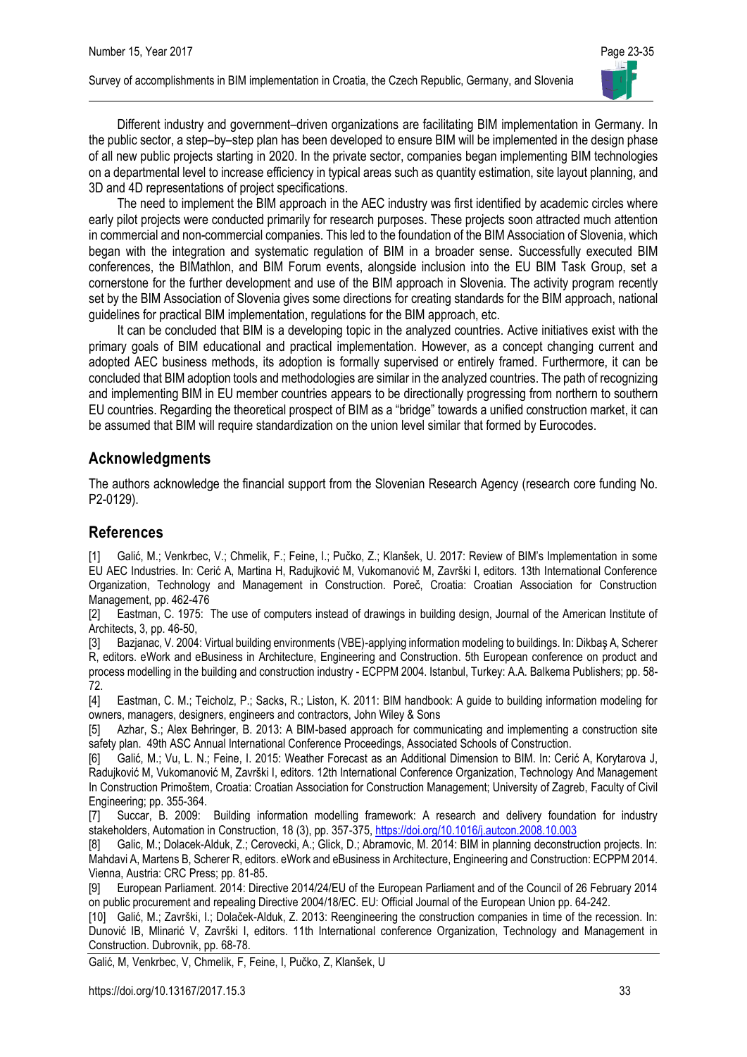Different industry and government–driven organizations are facilitating BIM implementation in Germany. In the public sector, a step–by–step plan has been developed to ensure BIM will be implemented in the design phase of all new public projects starting in 2020. In the private sector, companies began implementing BIM technologies on a departmental level to increase efficiency in typical areas such as quantity estimation, site layout planning, and 3D and 4D representations of project specifications.

The need to implement the BIM approach in the AEC industry was first identified by academic circles where early pilot projects were conducted primarily for research purposes. These projects soon attracted much attention in commercial and non-commercial companies. This led to the foundation of the BIM Association of Slovenia, which began with the integration and systematic regulation of BIM in a broader sense. Successfully executed BIM conferences, the BIMathlon, and BIM Forum events, alongside inclusion into the EU BIM Task Group, set a cornerstone for the further development and use of the BIM approach in Slovenia. The activity program recently set by the BIM Association of Slovenia gives some directions for creating standards for the BIM approach, national guidelines for practical BIM implementation, regulations for the BIM approach, etc.

It can be concluded that BIM is a developing topic in the analyzed countries. Active initiatives exist with the primary goals of BIM educational and practical implementation. However, as a concept changing current and adopted AEC business methods, its adoption is formally supervised or entirely framed. Furthermore, it can be concluded that BIM adoption tools and methodologies are similar in the analyzed countries. The path of recognizing and implementing BIM in EU member countries appears to be directionally progressing from northern to southern EU countries. Regarding the theoretical prospect of BIM as a "bridge" towards a unified construction market, it can be assumed that BIM will require standardization on the union level similar that formed by Eurocodes.

## Acknowledgments

The authors acknowledge the financial support from the Slovenian Research Agency (research core funding No. P2-0129).

## References

[1] Galić, M.; Venkrbec, V.; Chmelik, F.; Feine, I.; Pučko, Z.; Klanšek, U. 2017: Review of BIM's Implementation in some EU AEC Industries. In: Cerić A, Martina H, Radujković M, Vukomanović M, Završki I, editors. 13th International Conference Organization, Technology and Management in Construction. Poreč, Croatia: Croatian Association for Construction Management, pp. 462-476

[2] Eastman, C. 1975: The use of computers instead of drawings in building design, Journal of the American Institute of Architects, 3, pp. 46-50,

[3] Bazjanac, V. 2004: Virtual building environments (VBE)-applying information modeling to buildings. In: Dikbaş A, Scherer R, editors. eWork and eBusiness in Architecture, Engineering and Construction. 5th European conference on product and process modelling in the building and construction industry - ECPPM 2004. Istanbul, Turkey: A.A. Balkema Publishers; pp. 58-72.

[4] Eastman, C. M.; Teicholz, P.; Sacks, R.; Liston, K. 2011: BIM handbook: A guide to building information modeling for owners, managers, designers, engineers and contractors, John Wiley & Sons

[5] Azhar, S.; Alex Behringer, B. 2013: A BIM-based approach for communicating and implementing a construction site safety plan. 49th ASC Annual International Conference Proceedings, Associated Schools of Construction.

[6] Galić, M.; Vu, L. N.; Feine, I. 2015: Weather Forecast as an Additional Dimension to BIM. In: Cerić A, Korytarova J, Radujković M, Vukomanović M, Završki I, editors. 12th International Conference Organization, Technology And Management In Construction Primoštem, Croatia: Croatian Association for Construction Management; University of Zagreb, Faculty of Civil Engineering; pp. 355-364.

[7] Succar, B. 2009: Building information modelling framework: A research and delivery foundation for industry stakeholders, Automation in Construction, 18 (3), pp. 357-375, https://doi.org/10.1016/j.autcon.2008.10.003

[8] Galic, M.; Dolacek-Alduk, Z.; Cerovecki, A.; Glick, D.; Abramovic, M. 2014: BIM in planning deconstruction projects. In: Mahdavi A, Martens B, Scherer R, editors. eWork and eBusiness in Architecture, Engineering and Construction: ECPPM 2014. Vienna, Austria: CRC Press; pp. 81-85.

[9] European Parliament. 2014: Directive 2014/24/EU of the European Parliament and of the Council of 26 February 2014 on public procurement and repealing Directive 2004/18/EC. EU: Official Journal of the European Union pp. 64-242.

[10] Galić, M.; Završki, I.; Dolaček-Alduk, Z. 2013: Reengineering the construction companies in time of the recession. In: Dunović IB, Mlinarić V, Završki I, editors. 11th International conference Organization, Technology and Management in Construction. Dubrovnik, pp. 68-78.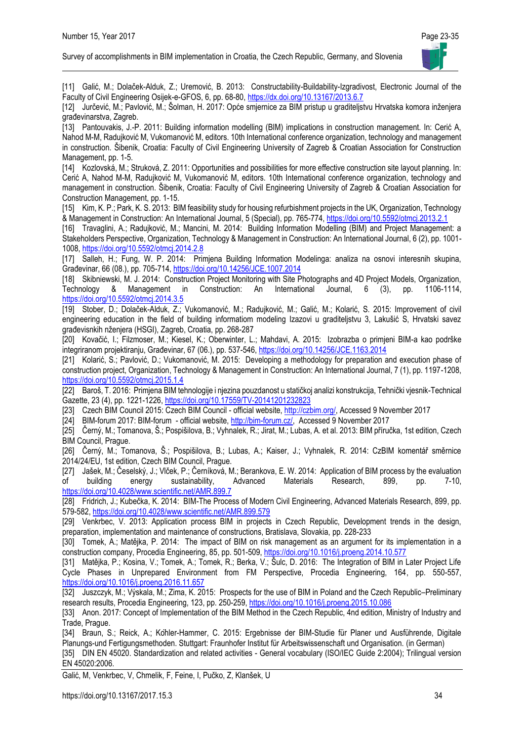[11] Galić, M.; Dolaček-Alduk, Z.; Uremović, B. 2013: Constructability-Buildability-Izgradivost, Electronic Journal of the Faculty of Civil Engineering Osijek-e-GFOS, 6, pp. 68-80, https://dx.doi.org/10.13167/2013.6.7

[12] Jurčević, M.; Pavlović, M.; Šolman, H. 2017: Opće smjernice za BIM pristup u graditeljstvu Hrvatska komora inženjera građevinarstva, Zagreb.

[13] Pantouvakis, J.-P. 2011: Building information modelling (BIM) implications in construction management. In: Cerić A, Nahod M-M, Radujković M, Vukomanović M, editors. 10th International conference organization, technology and management in construction. Šibenik, Croatia: Faculty of Civil Engineering University of Zagreb & Croatian Association for Construction Management, pp. 1-5.

[14] Kozlovská, M.; Struková, Z. 2011: Opportunities and possibilities for more effective construction site layout planning. In: Cerić A, Nahod M-M, Radujković M, Vukomanović M, editors. 10th International conference organization, technology and management in construction. Šibenik, Croatia: Faculty of Civil Engineering University of Zagreb & Croatian Association for Construction Management, pp. 1-15.

[15] Kim, K. P.; Park, K. S. 2013: BIM feasibility study for housing refurbishment projects in the UK, Organization, Technology & Management in Construction: An International Journal, 5 (Special), pp. 765-774, https://doi.org/10.5592/otmcj.2013.2.1

[16] Travaglini, A.; Radujković, M.; Mancini, M. 2014: Building Information Modelling (BIM) and Project Management: a Stakeholders Perspective, Organization, Technology & Management in Construction: An International Journal, 6 (2), pp. 1001-1008, https://doi.org/10.5592/otmcj.2014.2.8

[17] Salleh, H.; Fung, W. P. 2014: Primjena Building Information Modelinga: analiza na osnovi interesnih skupina, Građevinar, 66 (08.), pp. 705-714, https://doi.org/10.14256/JCE.1007.2014

[18] Skibniewski, M. J. 2014: Construction Project Monitoring with Site Photographs and 4D Project Models, Organization, Technology & Management in Construction: An International Journal, 6 (3), pp. 1106-1114, https://doi.org/10.5592/otmcj.2014.3.5

[19] Stober, D.; Dolaček-Alduk, Z.; Vukomanović, M.; Radujković, M.; Galić, M.; Kolarić, S. 2015: Improvement of civil engineering education in the field of building informatiom modeling Izazovi u graditeljstvu 3, Lakušić S, Hrvatski savez građevisnkih nženjera (HSGI), Zagreb, Croatia, pp. 268-287

[20] Kovačić, I.; Filzmoser, M.; Kiesel, K.; Oberwinter, L.; Mahdavi, A. 2015: Izobrazba o primjeni BIM-a kao podrške integriranom projektiranju, Građevinar, 67 (06.), pp. 537-546, https://doi.org/10.14256/JCE.1163.2014

[21] Kolarić, S.; Pavlović, D.; Vukomanović, M. 2015: Developing a methodology for preparation and execution phase of construction project, Organization, Technology & Management in Construction: An International Journal, 7 (1), pp. 1197-1208, https://doi.org/10.5592/otmcj.2015.1.4

[22] Baroš, T. 2016: Primjena BIM tehnologije i njezina pouzdanost u statičkoj analizi konstrukcija, Tehnički vjesnik-Technical Gazette, 23 (4), pp. 1221-1226, https://doi.org/10.17559/TV-20141201232823

[23] Czech BIM Council 2015: Czech BIM Council - official website, http://czbim.org/, Accessed 9 November 2017

[24] BIM-forum 2017: BIM-forum - official website, http://bim-forum.cz/, Accessed 9 November 2017

[25] Černý, M.; Tomanova, Š.; Pospišilova, B.; Vyhnalek, R.; Jirat, M.; Lubas, A. et al. 2013: BIM příručka, 1st edition, Czech BIM Council, Prague.

[26] Černý, M.; Tomanova, Š.; Pospišilova, B.; Lubas, A.; Kaiser, J.; Vyhnalek, R. 2014: CzBIM komentář směrnice 2014/24/EU, 1st edition, Czech BIM Council, Prague.

[27] Jašek, M.; Česelský, J.; Vlček, P.; Černíková, M.; Berankova, E. W. 2014: Application of BIM process by the evaluation of building energy sustainability, Advanced Materials Research, 899, pp. 7-10, https://doi.org/10.4028/www.scientific.net/AMR.899.7

[28] Fridrich, J.; Kubečka, K. 2014: BIM-The Process of Modern Civil Engineering, Advanced Materials Research, 899, pp. 579-582, https://doi.org/10.4028/www.scientific.net/AMR.899.579

[29] Venkrbec, V. 2013: Application process BIM in projects in Czech Republic, Development trends in the design, preparation, implementation and maintenance of constructions, Bratislava, Slovakia, pp. 228-233

[30] Tomek, A.; Matějka, P. 2014: The impact of BIM on risk management as an argument for its implementation in a construction company, Procedia Engineering, 85, pp. 501-509, https://doi.org/10.1016/j.proeng.2014.10.577

[31] Matějka, P.; Kosina, V.; Tomek, A.; Tomek, R.; Berka, V.; Šulc, D. 2016: The Integration of BIM in Later Project Life Cycle Phases in Unprepared Environment from FM Perspective, Procedia Engineering, 164, pp. 550-557, https://doi.org/10.1016/j.proeng.2016.11.657

[32] Juszczyk, M.; Výskala, M.; Zima, K. 2015: Prospects for the use of BIM in Poland and the Czech Republic–Preliminary research results, Procedia Engineering, 123, pp. 250-259, https://doi.org/10.1016/j.proeng.2015.10.086

[33] Anon. 2017: Concept of Implementation of the BIM Method in the Czech Republic, 4nd edition, Ministry of Industry and Trade, Prague.

[34] Braun, S.; Reick, A.; Kohler-Hammer, C. 2015: Ergebnisse der BIM-Studie für Planer und Ausführende, Digitale Planungs-und Fertigungsmethoden. Stuttgart: Fraunhofer Institut für Arbeitswissenschaft und Organisation. (in German)

[35] DIN EN 45020. Standardization and related activities - General vocabulary (ISO/IEC Guide 2:2004); Trilingual version EN 45020:2006.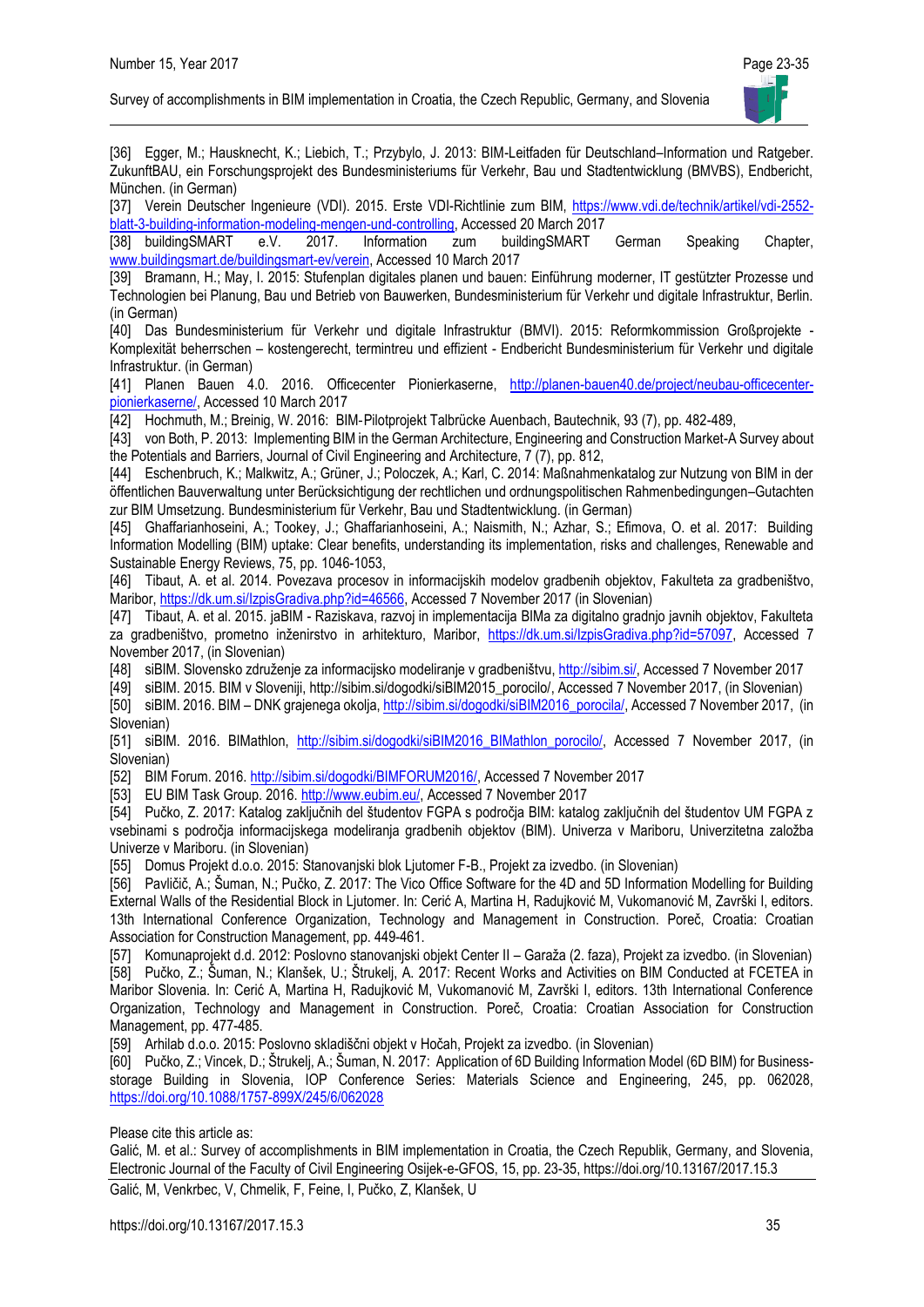[36] Egger, M.; Hausknecht, K.; Liebich, T.; Przybylo, J. 2013: BIM-Leitfaden für Deutschland–Information und Ratgeber. ZukunftBAU, ein Forschungsprojekt des Bundesministeriums für Verkehr, Bau und Stadtentwicklung (BMVBS), Endbericht, München. (in German)

[37] Verein Deutscher Ingenieure (VDI). 2015. Erste VDI-Richtlinie zum BIM, https://www.vdi.de/technik/artikel/vdi-2552-blatt-3-building-information-modeling-mengen-und-controlling, Accessed 20 March 2017

[38] buildingSMART e.V. 2017. Information zum buildingSMART German Speaking Chapter, www.buildingsmart.de/buildingsmart-ev/verein, Accessed 10 March 2017

[39] Bramann, H.; May, I. 2015: Stufenplan digitales planen und bauen: Einführung moderner, IT gestützter Prozesse und Technologien bei Planung, Bau und Betrieb von Bauwerken, Bundesministerium für Verkehr und digitale Infrastruktur, Berlin. (in German)

[40] Das Bundesministerium für Verkehr und digitale Infrastruktur (BMVI). 2015: Reformkommission Großprojekte - Komplexität beherrschen – kostengerecht, termintreu und effizient - Endbericht Bundesministerium für Verkehr und digitale Infrastruktur. (in German)

[41] Planen Bauen 4.0. 2016. Officecenter Pionierkaserne, http://planen-bauen40.de/project/neubau-officecenter-pionierkaserne/, Accessed 10 March 2017

[42] Hochmuth, M.; Breinig, W. 2016: BIM-Pilotprojekt Talbrücke Auenbach, Bautechnik, 93 (7), pp. 482-489,

[43] von Both, P. 2013: Implementing BIM in the German Architecture, Engineering and Construction Market-A Survey about the Potentials and Barriers, Journal of Civil Engineering and Architecture, 7 (7), pp. 812,

[44] Eschenbruch, K.; Malkwitz, A.; Grüner, J.; Poloczek, A.; Karl, C. 2014: Maßnahmenkatalog zur Nutzung von BIM in der öffentlichen Bauverwaltung unter Berücksichtigung der rechtlichen und ordnungspolitischen Rahmenbedingungen–Gutachten zur BIM Umsetzung. Bundesministerium für Verkehr, Bau und Stadtentwicklung. (in German)

[45] Ghaffarianhoseini, A.; Tookey, J.; Ghaffarianhoseini, A.; Naismith, N.; Azhar, S.; Efimova, O. et al. 2017: Building Information Modelling (BIM) uptake: Clear benefits, understanding its implementation, risks and challenges, Renewable and Sustainable Energy Reviews, 75, pp. 1046-1053,

[46] Tibaut, A. et al. 2014. Povezava procesov in informacijskih modelov gradbenih objektov, Fakulteta za gradbeništvo, Maribor, https://dk.um.si/IzpisGradiva.php?id=46566, Accessed 7 November 2017 (in Slovenian)

[47] Tibaut, A. et al. 2015. jaBIM - Raziskava, razvoj in implementacija BIMa za digitalno gradnjo javnih objektov, Fakulteta za gradbeništvo, prometno inženirstvo in arhitekturo, Maribor, https://dk.um.si/IzpisGradiva.php?id=57097, Accessed 7 November 2017, (in Slovenian)

[48] siBIM. Slovensko združenje za informacijsko modeliranje v gradbeništvu, http://sibim.si/, Accessed 7 November 2017

[49] siBIM. 2015. BIM v Sloveniji, http://sibim.si/dogodki/siBIM2015_porocilo/, Accessed 7 November 2017, (in Slovenian)

[50] siBIM. 2016. BIM – DNK grajenega okolja, http://sibim.si/dogodki/siBIM2016_porocila/, Accessed 7 November 2017, (in Slovenian)

[51] siBIM. 2016. BIMathlon, http://sibim.si/dogodki/siBIM2016_BIMathlon_porocilo/, Accessed 7 November 2017, (in Slovenian)

[52] BIM Forum. 2016. http://sibim.si/dogodki/BIMFORUM2016/, Accessed 7 November 2017

[53] EU BIM Task Group. 2016. http://www.eubim.eu/, Accessed 7 November 2017

[54] Pučko, Z. 2017: Katalog zaključnih del študentov FGPA s področja BIM: katalog zaključnih del študentov UM FGPA z vsebinami s področja informacijskega modeliranja gradbenih objektov (BIM). Univerza v Mariboru, Univerzitetna založba Univerze v Mariboru. (in Slovenian)

[55] Domus Projekt d.o.o. 2015: Stanovanjski blok Ljutomer F-B., Projekt za izvedbo. (in Slovenian)

[56] Pavličič, A.; Šuman, N.; Pučko, Z. 2017: The Vico Office Software for the 4D and 5D Information Modelling for Building External Walls of the Residential Block in Ljutomer. In: Cerić A, Martina H, Radujković M, Vukomanović M, Završki I, editors. 13th International Conference Organization, Technology and Management in Construction. Poreč, Croatia: Croatian Association for Construction Management, pp. 449-461.

[57] Komunaprojekt d.d. 2012: Poslovno stanovanjski objekt Center II – Garaža (2. faza), Projekt za izvedbo. (in Slovenian)

[58] Pučko, Z.; Šuman, N.; Klanšek, U.; Štrukelj, A. 2017: Recent Works and Activities on BIM Conducted at FCETEA in Maribor Slovenia. In: Cerić A, Martina H, Radujković M, Vukomanović M, Završki I, editors. 13th International Conference Organization, Technology and Management in Construction. Poreč, Croatia: Croatian Association for Construction Management, pp. 477-485.

[59] Arhilab d.o.o. 2015: Poslovno skladiščni objekt v Hočah, Projekt za izvedbo. (in Slovenian)

[60] Pučko, Z.; Vincek, D.; Štrukelj, A.; Šuman, N. 2017: Application of 6D Building Information Model (6D BIM) for Business-storage Building in Slovenia, IOP Conference Series: Materials Science and Engineering, 245, pp. 062028, https://doi.org/10.1088/1757-899X/245/6/062028

Please cite this article as:
Galić, M. et al.: Survey of accomplishments in BIM implementation in Croatia, the Czech Republik, Germany, and Slovenia, Electronic Journal of the Faculty of Civil Engineering Osijek-e-GFOS, 15, pp. 23-35, https://doi.org/10.13167/2017.15.3